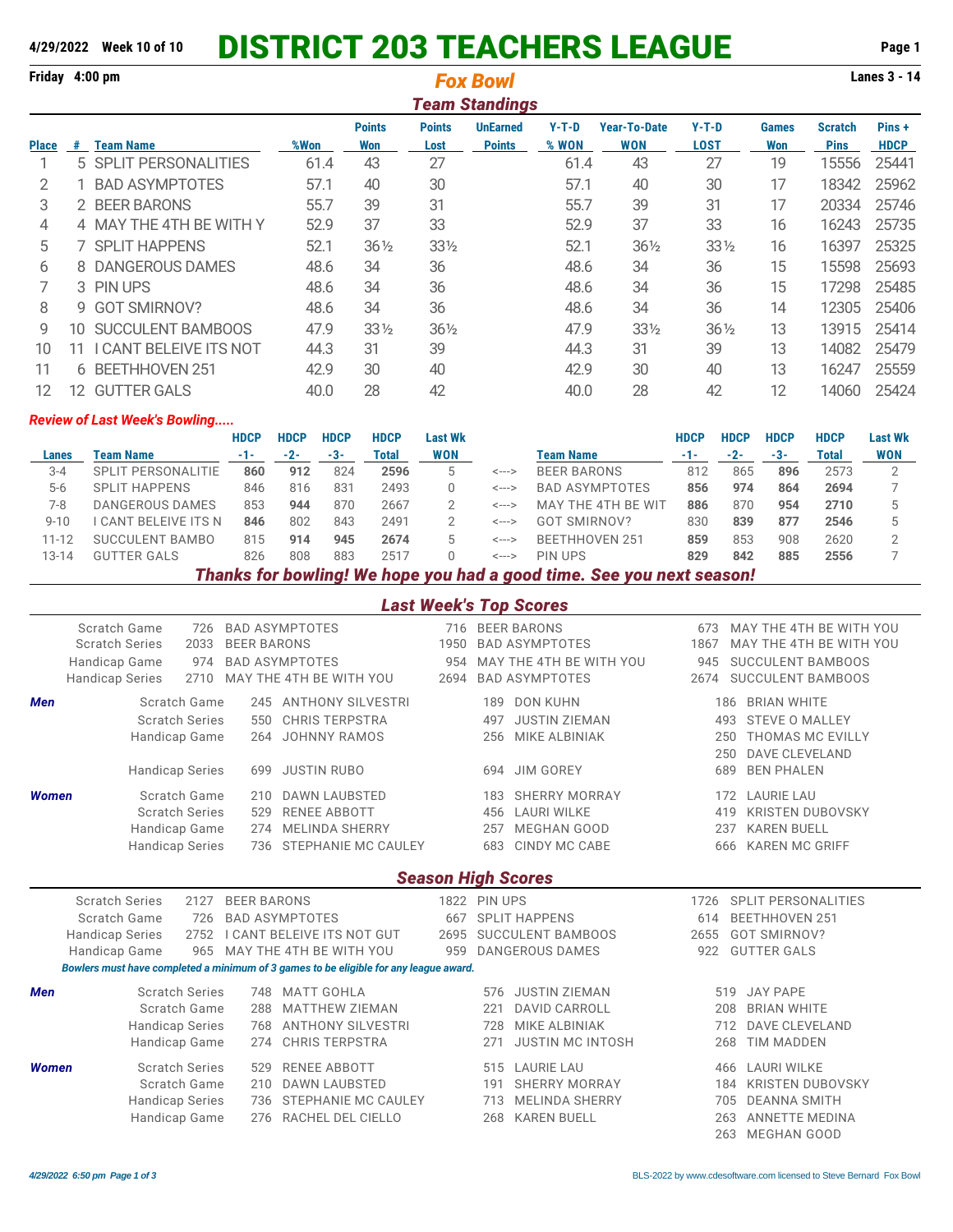**4/29/2022 Week 10 of 10**

# DISTRICT 203 TEACHERS LEAGUE

**Friday 4:00 pm** — ***Fox Bowl*** — **Lanes 3 - 14**

## *Team Standings*

| Place | # | Team Name | %Won | Points Won | Points Lost | UnEarned Points | Y-T-D % WON | Year-To-Date WON | Y-T-D LOST | Games Won | Scratch Pins | Pins + HDCP |
|---|---|---|---|---|---|---|---|---|---|---|---|---|
| 1 | 5 | SPLIT PERSONALITIES | 61.4 | 43 | 27 | | 61.4 | 43 | 27 | 19 | 15556 | 25441 |
| 2 | 1 | BAD ASYMPTOTES | 57.1 | 40 | 30 | | 57.1 | 40 | 30 | 17 | 18342 | 25962 |
| 3 | 2 | BEER BARONS | 55.7 | 39 | 31 | | 55.7 | 39 | 31 | 17 | 20334 | 25746 |
| 4 | 4 | MAY THE 4TH BE WITH Y | 52.9 | 37 | 33 | | 52.9 | 37 | 33 | 16 | 16243 | 25735 |
| 5 | 7 | SPLIT HAPPENS | 52.1 | 36½ | 33½ | | 52.1 | 36½ | 33½ | 16 | 16397 | 25325 |
| 6 | 8 | DANGEROUS DAMES | 48.6 | 34 | 36 | | 48.6 | 34 | 36 | 15 | 15598 | 25693 |
| 7 | 3 | PIN UPS | 48.6 | 34 | 36 | | 48.6 | 34 | 36 | 15 | 17298 | 25485 |
| 8 | 9 | GOT SMIRNOV? | 48.6 | 34 | 36 | | 48.6 | 34 | 36 | 14 | 12305 | 25406 |
| 9 | 10 | SUCCULENT BAMBOOS | 47.9 | 33½ | 36½ | | 47.9 | 33½ | 36½ | 13 | 13915 | 25414 |
| 10 | 11 | I CANT BELEIVE ITS NOT | 44.3 | 31 | 39 | | 44.3 | 31 | 39 | 13 | 14082 | 25479 |
| 11 | 6 | BEETHHOVEN 251 | 42.9 | 30 | 40 | | 42.9 | 30 | 40 | 13 | 16247 | 25559 |
| 12 | 12 | GUTTER GALS | 40.0 | 28 | 42 | | 40.0 | 28 | 42 | 12 | 14060 | 25424 |

***Review of Last Week's Bowling.....***

| Lanes | Team Name | HDCP -1- | HDCP -2- | HDCP -3- | HDCP Total | Last Wk WON | | Team Name | HDCP -1- | HDCP -2- | HDCP -3- | HDCP Total | Last Wk WON |
|---|---|---|---|---|---|---|---|---|---|---|---|---|---|
| 3-4 | SPLIT PERSONALITIE | **860** | **912** | 824 | **2596** | 5 | <---> | BEER BARONS | 812 | 865 | **896** | 2573 | 2 |
| 5-6 | SPLIT HAPPENS | 846 | 816 | 831 | 2493 | 0 | <---> | BAD ASYMPTOTES | **856** | **974** | **864** | **2694** | 7 |
| 7-8 | DANGEROUS DAMES | 853 | **944** | 870 | 2667 | 2 | <---> | MAY THE 4TH BE WIT | **886** | 870 | **954** | **2710** | 5 |
| 9-10 | I CANT BELEIVE ITS N | **846** | 802 | 843 | 2491 | 2 | <---> | GOT SMIRNOV? | 830 | **839** | **877** | **2546** | 5 |
| 11-12 | SUCCULENT BAMBO | 815 | **914** | **945** | **2674** | 5 | <---> | BEETHHOVEN 251 | **859** | 853 | 908 | 2620 | 2 |
| 13-14 | GUTTER GALS | 826 | 808 | 883 | 2517 | 0 | <---> | PIN UPS | **829** | **842** | **885** | **2556** | 7 |

***Thanks for bowling! We hope you had a good time. See you next season!***

## *Last Week's Top Scores*

| | | | | | | |
|---|---|---|---|---|---|---|
| Scratch Game | 726 | BAD ASYMPTOTES | 716 | BEER BARONS | 673 | MAY THE 4TH BE WITH YOU |
| Scratch Series | 2033 | BEER BARONS | 1950 | BAD ASYMPTOTES | 1867 | MAY THE 4TH BE WITH YOU |
| Handicap Game | 974 | BAD ASYMPTOTES | 954 | MAY THE 4TH BE WITH YOU | 945 | SUCCULENT BAMBOOS |
| Handicap Series | 2710 | MAY THE 4TH BE WITH YOU | 2694 | BAD ASYMPTOTES | 2674 | SUCCULENT BAMBOOS |

| | | | | | | | |
|---|---|---|---|---|---|---|---|
| ***Men*** | Scratch Game | 245 | ANTHONY SILVESTRI | 189 | DON KUHN | 186 | BRIAN WHITE |
| | Scratch Series | 550 | CHRIS TERPSTRA | 497 | JUSTIN ZIEMAN | 493 | STEVE O MALLEY |
| | Handicap Game | 264 | JOHNNY RAMOS | 256 | MIKE ALBINIAK | 250 | THOMAS MC EVILLY |
| | | | | | | 250 | DAVE CLEVELAND |
| | Handicap Series | 699 | JUSTIN RUBO | 694 | JIM GOREY | 689 | BEN PHALEN |
| ***Women*** | Scratch Game | 210 | DAWN LAUBSTED | 183 | SHERRY MORRAY | 172 | LAURIE LAU |
| | Scratch Series | 529 | RENEE ABBOTT | 456 | LAURI WILKE | 419 | KRISTEN DUBOVSKY |
| | Handicap Game | 274 | MELINDA SHERRY | 257 | MEGHAN GOOD | 237 | KAREN BUELL |
| | Handicap Series | 736 | STEPHANIE MC CAULEY | 683 | CINDY MC CABE | 666 | KAREN MC GRIFF |

## *Season High Scores*

| | | | | | | |
|---|---|---|---|---|---|---|
| Scratch Series | 2127 | BEER BARONS | 1822 | PIN UPS | 1726 | SPLIT PERSONALITIES |
| Scratch Game | 726 | BAD ASYMPTOTES | 667 | SPLIT HAPPENS | 614 | BEETHHOVEN 251 |
| Handicap Series | 2752 | I CANT BELEIVE ITS NOT GUT | 2695 | SUCCULENT BAMBOOS | 2655 | GOT SMIRNOV? |
| Handicap Game | 965 | MAY THE 4TH BE WITH YOU | 959 | DANGEROUS DAMES | 922 | GUTTER GALS |

*Bowlers must have completed a minimum of 3 games to be eligible for any league award.*

| | | | | | | | |
|---|---|---|---|---|---|---|---|
| ***Men*** | Scratch Series | 748 | MATT GOHLA | 576 | JUSTIN ZIEMAN | 519 | JAY PAPE |
| | Scratch Game | 288 | MATTHEW ZIEMAN | 221 | DAVID CARROLL | 208 | BRIAN WHITE |
| | Handicap Series | 768 | ANTHONY SILVESTRI | 728 | MIKE ALBINIAK | 712 | DAVE CLEVELAND |
| | Handicap Game | 274 | CHRIS TERPSTRA | 271 | JUSTIN MC INTOSH | 268 | TIM MADDEN |
| ***Women*** | Scratch Series | 529 | RENEE ABBOTT | 515 | LAURIE LAU | 466 | LAURI WILKE |
| | Scratch Game | 210 | DAWN LAUBSTED | 191 | SHERRY MORRAY | 184 | KRISTEN DUBOVSKY |
| | Handicap Series | 736 | STEPHANIE MC CAULEY | 713 | MELINDA SHERRY | 705 | DEANNA SMITH |
| | Handicap Game | 276 | RACHEL DEL CIELLO | 268 | KAREN BUELL | 263 | ANNETTE MEDINA |
| | | | | | | 263 | MEGHAN GOOD |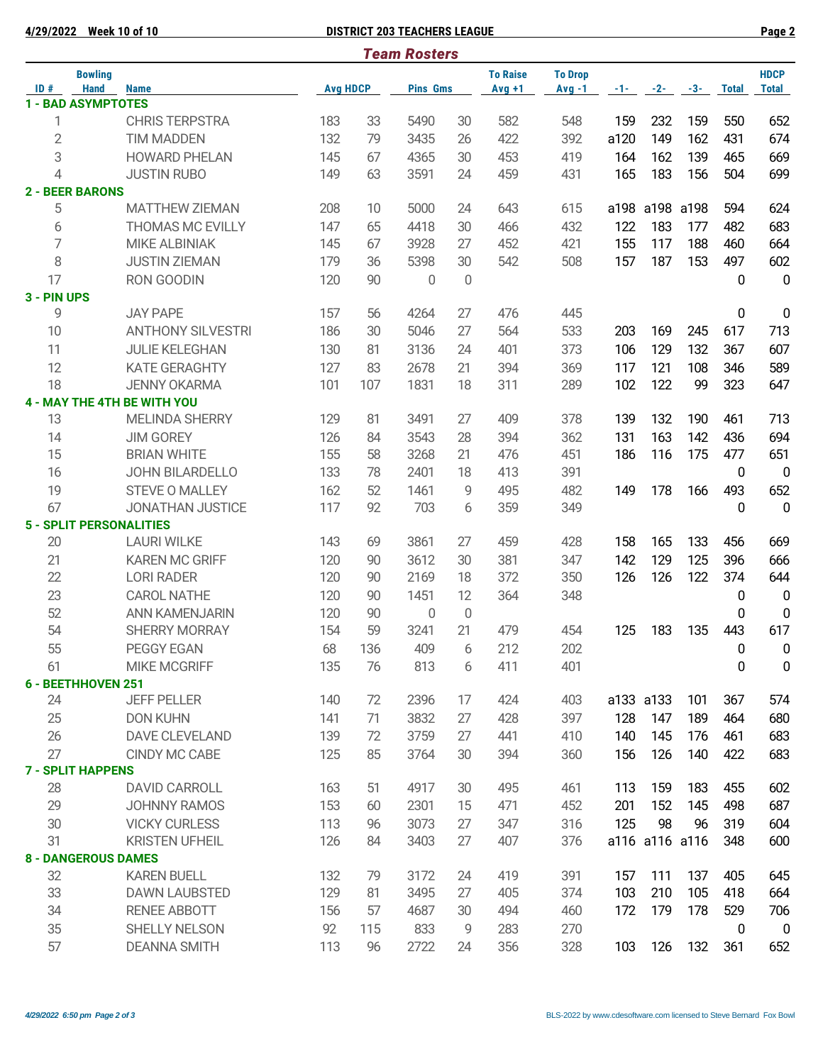**4/29/2022 Week 10 of 10** **DISTRICT 203 TEACHERS LEAGUE**

## *Team Rosters*

| ID # | Bowling Hand | Name | Avg | HDCP | Pins | Gms | To Raise Avg +1 | To Drop Avg -1 | -1- | -2- | -3- | Total | HDCP Total |
|---|---|---|---|---|---|---|---|---|---|---|---|---|---|
| **1 - BAD ASYMPTOTES** | | | | | | | | | | | | | |
| 1 | | CHRIS TERPSTRA | 183 | 33 | 5490 | 30 | 582 | 548 | 159 | 232 | 159 | 550 | 652 |
| 2 | | TIM MADDEN | 132 | 79 | 3435 | 26 | 422 | 392 | a120 | 149 | 162 | 431 | 674 |
| 3 | | HOWARD PHELAN | 145 | 67 | 4365 | 30 | 453 | 419 | 164 | 162 | 139 | 465 | 669 |
| 4 | | JUSTIN RUBO | 149 | 63 | 3591 | 24 | 459 | 431 | 165 | 183 | 156 | 504 | 699 |
| **2 - BEER BARONS** | | | | | | | | | | | | | |
| 5 | | MATTHEW ZIEMAN | 208 | 10 | 5000 | 24 | 643 | 615 | a198 | a198 | a198 | 594 | 624 |
| 6 | | THOMAS MC EVILLY | 147 | 65 | 4418 | 30 | 466 | 432 | 122 | 183 | 177 | 482 | 683 |
| 7 | | MIKE ALBINIAK | 145 | 67 | 3928 | 27 | 452 | 421 | 155 | 117 | 188 | 460 | 664 |
| 8 | | JUSTIN ZIEMAN | 179 | 36 | 5398 | 30 | 542 | 508 | 157 | 187 | 153 | 497 | 602 |
| 17 | | RON GOODIN | 120 | 90 | 0 | 0 | | | | | | 0 | 0 |
| **3 - PIN UPS** | | | | | | | | | | | | | |
| 9 | | JAY PAPE | 157 | 56 | 4264 | 27 | 476 | 445 | | | | 0 | 0 |
| 10 | | ANTHONY SILVESTRI | 186 | 30 | 5046 | 27 | 564 | 533 | 203 | 169 | 245 | 617 | 713 |
| 11 | | JULIE KELEGHAN | 130 | 81 | 3136 | 24 | 401 | 373 | 106 | 129 | 132 | 367 | 607 |
| 12 | | KATE GERAGHTY | 127 | 83 | 2678 | 21 | 394 | 369 | 117 | 121 | 108 | 346 | 589 |
| 18 | | JENNY OKARMA | 101 | 107 | 1831 | 18 | 311 | 289 | 102 | 122 | 99 | 323 | 647 |
| **4 - MAY THE 4TH BE WITH YOU** | | | | | | | | | | | | | |
| 13 | | MELINDA SHERRY | 129 | 81 | 3491 | 27 | 409 | 378 | 139 | 132 | 190 | 461 | 713 |
| 14 | | JIM GOREY | 126 | 84 | 3543 | 28 | 394 | 362 | 131 | 163 | 142 | 436 | 694 |
| 15 | | BRIAN WHITE | 155 | 58 | 3268 | 21 | 476 | 451 | 186 | 116 | 175 | 477 | 651 |
| 16 | | JOHN BILARDELLO | 133 | 78 | 2401 | 18 | 413 | 391 | | | | 0 | 0 |
| 19 | | STEVE O MALLEY | 162 | 52 | 1461 | 9 | 495 | 482 | 149 | 178 | 166 | 493 | 652 |
| 67 | | JONATHAN JUSTICE | 117 | 92 | 703 | 6 | 359 | 349 | | | | 0 | 0 |
| **5 - SPLIT PERSONALITIES** | | | | | | | | | | | | | |
| 20 | | LAURI WILKE | 143 | 69 | 3861 | 27 | 459 | 428 | 158 | 165 | 133 | 456 | 669 |
| 21 | | KAREN MC GRIFF | 120 | 90 | 3612 | 30 | 381 | 347 | 142 | 129 | 125 | 396 | 666 |
| 22 | | LORI RADER | 120 | 90 | 2169 | 18 | 372 | 350 | 126 | 126 | 122 | 374 | 644 |
| 23 | | CAROL NATHE | 120 | 90 | 1451 | 12 | 364 | 348 | | | | 0 | 0 |
| 52 | | ANN KAMENJARIN | 120 | 90 | 0 | 0 | | | | | | 0 | 0 |
| 54 | | SHERRY MURRAY | 154 | 59 | 3241 | 21 | 479 | 454 | 125 | 183 | 135 | 443 | 617 |
| 55 | | PEGGY EGAN | 68 | 136 | 409 | 6 | 212 | 202 | | | | 0 | 0 |
| 61 | | MIKE MCGRIFF | 135 | 76 | 813 | 6 | 411 | 401 | | | | 0 | 0 |
| **6 - BEETHHOVEN 251** | | | | | | | | | | | | | |
| 24 | | JEFF PELLER | 140 | 72 | 2396 | 17 | 424 | 403 | a133 | a133 | 101 | 367 | 574 |
| 25 | | DON KUHN | 141 | 71 | 3832 | 27 | 428 | 397 | 128 | 147 | 189 | 464 | 680 |
| 26 | | DAVE CLEVELAND | 139 | 72 | 3759 | 27 | 441 | 410 | 140 | 145 | 176 | 461 | 683 |
| 27 | | CINDY MC CABE | 125 | 85 | 3764 | 30 | 394 | 360 | 156 | 126 | 140 | 422 | 683 |
| **7 - SPLIT HAPPENS** | | | | | | | | | | | | | |
| 28 | | DAVID CARROLL | 163 | 51 | 4917 | 30 | 495 | 461 | 113 | 159 | 183 | 455 | 602 |
| 29 | | JOHNNY RAMOS | 153 | 60 | 2301 | 15 | 471 | 452 | 201 | 152 | 145 | 498 | 687 |
| 30 | | VICKY CURLESS | 113 | 96 | 3073 | 27 | 347 | 316 | 125 | 98 | 96 | 319 | 604 |
| 31 | | KRISTEN UFHEIL | 126 | 84 | 3403 | 27 | 407 | 376 | a116 | a116 | a116 | 348 | 600 |
| **8 - DANGEROUS DAMES** | | | | | | | | | | | | | |
| 32 | | KAREN BUELL | 132 | 79 | 3172 | 24 | 419 | 391 | 157 | 111 | 137 | 405 | 645 |
| 33 | | DAWN LAUBSTED | 129 | 81 | 3495 | 27 | 405 | 374 | 103 | 210 | 105 | 418 | 664 |
| 34 | | RENEE ABBOTT | 156 | 57 | 4687 | 30 | 494 | 460 | 172 | 179 | 178 | 529 | 706 |
| 35 | | SHELLY NELSON | 92 | 115 | 833 | 9 | 283 | 270 | | | | 0 | 0 |
| 57 | | DEANNA SMITH | 113 | 96 | 2722 | 24 | 356 | 328 | 103 | 126 | 132 | 361 | 652 |

BLS-2022 by www.cdesoftware.com licensed to Steve Bernard Fox Bowl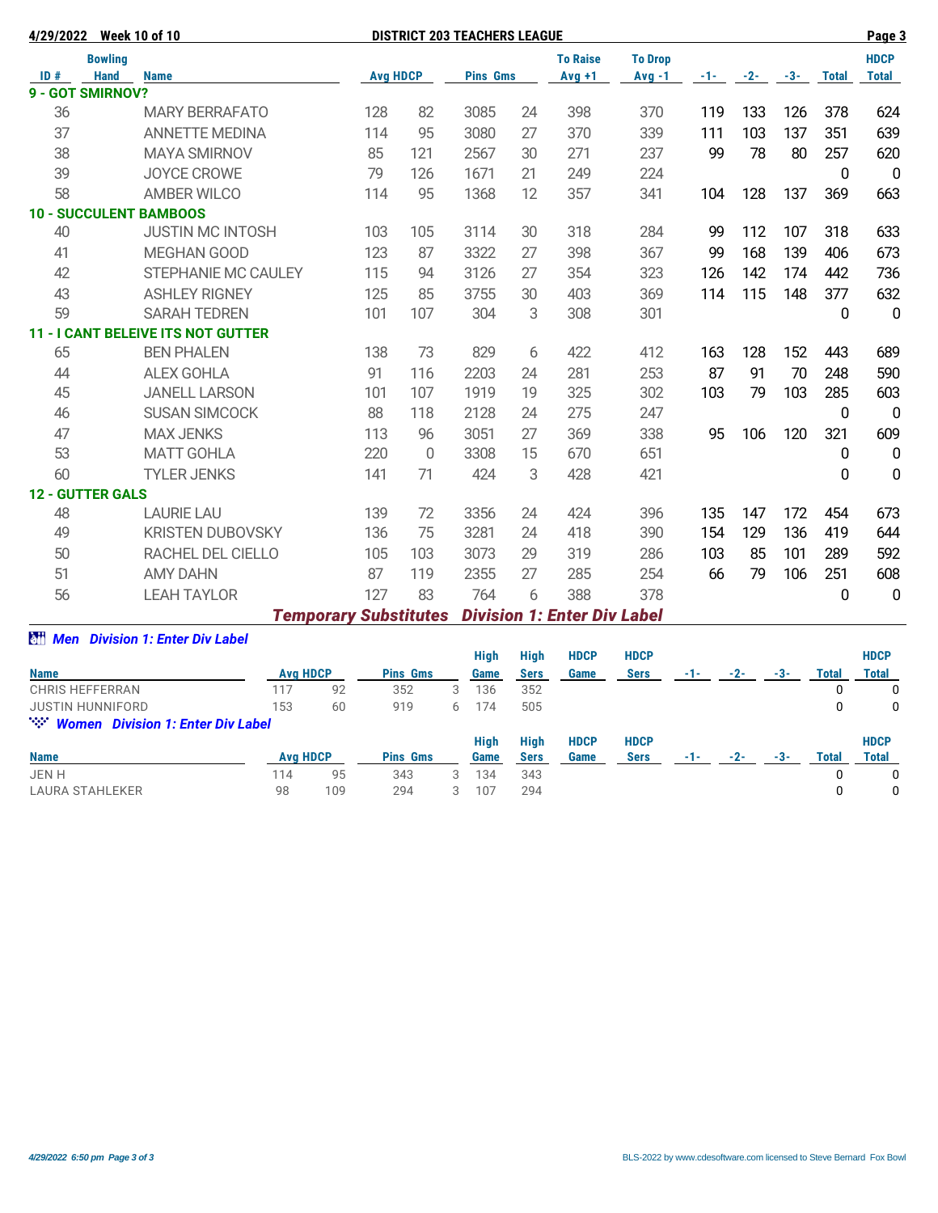| ID # | Bowling Hand | Name | Avg | HDCP | Pins | Gms | To Raise Avg +1 | To Drop Avg -1 | -1- | -2- | -3- | Total | HDCP Total |
|---|---|---|---|---|---|---|---|---|---|---|---|---|---|
| **9 - GOT SMIRNOV?** | | | | | | | | | | | | | |
| 36 | | MARY BERRAFATO | 128 | 82 | 3085 | 24 | 398 | 370 | 119 | 133 | 126 | 378 | 624 |
| 37 | | ANNETTE MEDINA | 114 | 95 | 3080 | 27 | 370 | 339 | 111 | 103 | 137 | 351 | 639 |
| 38 | | MAYA SMIRNOV | 85 | 121 | 2567 | 30 | 271 | 237 | 99 | 78 | 80 | 257 | 620 |
| 39 | | JOYCE CROWE | 79 | 126 | 1671 | 21 | 249 | 224 | | | | 0 | 0 |
| 58 | | AMBER WILCO | 114 | 95 | 1368 | 12 | 357 | 341 | 104 | 128 | 137 | 369 | 663 |
| **10 - SUCCULENT BAMBOOS** | | | | | | | | | | | | | |
| 40 | | JUSTIN MC INTOSH | 103 | 105 | 3114 | 30 | 318 | 284 | 99 | 112 | 107 | 318 | 633 |
| 41 | | MEGHAN GOOD | 123 | 87 | 3322 | 27 | 398 | 367 | 99 | 168 | 139 | 406 | 673 |
| 42 | | STEPHANIE MC CAULEY | 115 | 94 | 3126 | 27 | 354 | 323 | 126 | 142 | 174 | 442 | 736 |
| 43 | | ASHLEY RIGNEY | 125 | 85 | 3755 | 30 | 403 | 369 | 114 | 115 | 148 | 377 | 632 |
| 59 | | SARAH TEDREN | 101 | 107 | 304 | 3 | 308 | 301 | | | | 0 | 0 |
| **11 - I CANT BELEIVE ITS NOT GUTTER** | | | | | | | | | | | | | |
| 65 | | BEN PHALEN | 138 | 73 | 829 | 6 | 422 | 412 | 163 | 128 | 152 | 443 | 689 |
| 44 | | ALEX GOHLA | 91 | 116 | 2203 | 24 | 281 | 253 | 87 | 91 | 70 | 248 | 590 |
| 45 | | JANELL LARSON | 101 | 107 | 1919 | 19 | 325 | 302 | 103 | 79 | 103 | 285 | 603 |
| 46 | | SUSAN SIMCOCK | 88 | 118 | 2128 | 24 | 275 | 247 | | | | 0 | 0 |
| 47 | | MAX JENKS | 113 | 96 | 3051 | 27 | 369 | 338 | 95 | 106 | 120 | 321 | 609 |
| 53 | | MATT GOHLA | 220 | 0 | 3308 | 15 | 670 | 651 | | | | 0 | 0 |
| 60 | | TYLER JENKS | 141 | 71 | 424 | 3 | 428 | 421 | | | | 0 | 0 |
| **12 - GUTTER GALS** | | | | | | | | | | | | | |
| 48 | | LAURIE LAU | 139 | 72 | 3356 | 24 | 424 | 396 | 135 | 147 | 172 | 454 | 673 |
| 49 | | KRISTEN DUBOVSKY | 136 | 75 | 3281 | 24 | 418 | 390 | 154 | 129 | 136 | 419 | 644 |
| 50 | | RACHEL DEL CIELLO | 105 | 103 | 3073 | 29 | 319 | 286 | 103 | 85 | 101 | 289 | 592 |
| 51 | | AMY DAHN | 87 | 119 | 2355 | 27 | 285 | 254 | 66 | 79 | 106 | 251 | 608 |
| 56 | | LEAH TAYLOR | 127 | 83 | 764 | 6 | 388 | 378 | | | | 0 | 0 |

## *Temporary Substitutes Division 1: Enter Div Label*

### *Men Division 1: Enter Div Label*

| Name | Avg | HDCP | Pins | Gms | High Game | High Sers | HDCP Game | HDCP Sers | -1- | -2- | -3- | Total | HDCP Total |
|---|---|---|---|---|---|---|---|---|---|---|---|---|---|
| CHRIS HEFFERRAN | 117 | 92 | 352 | 3 | 136 | 352 | | | | | | 0 | 0 |
| JUSTIN HUNNIFORD | 153 | 60 | 919 | 6 | 174 | 505 | | | | | | 0 | 0 |

### *Women Division 1: Enter Div Label*

| Name | Avg | HDCP | Pins | Gms | High Game | High Sers | HDCP Game | HDCP Sers | -1- | -2- | -3- | Total | HDCP Total |
|---|---|---|---|---|---|---|---|---|---|---|---|---|---|
| JEN H | 114 | 95 | 343 | 3 | 134 | 343 | | | | | | 0 | 0 |
| LAURA STAHLEKER | 98 | 109 | 294 | 3 | 107 | 294 | | | | | | 0 | 0 |